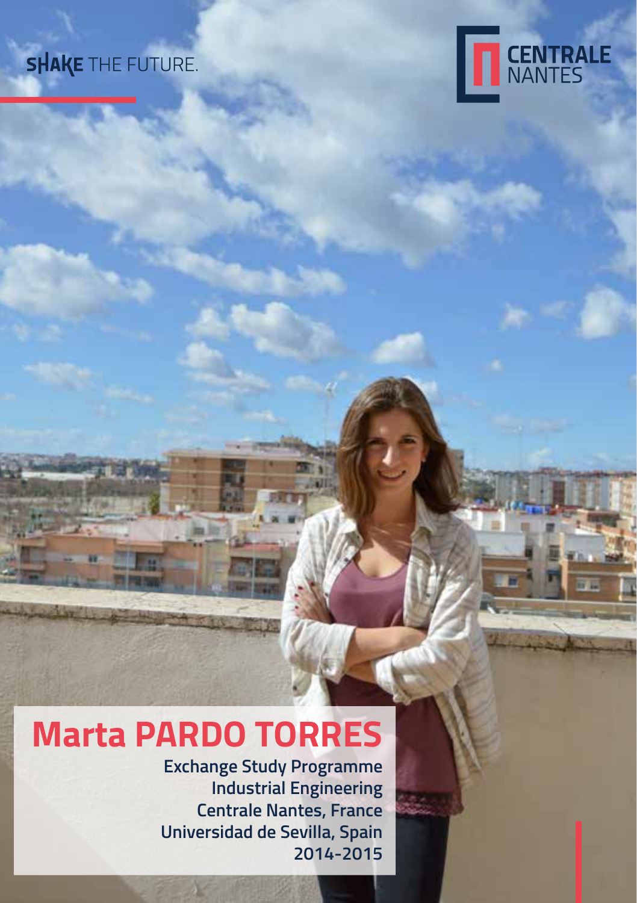SHAKE THE FUTURE.

CENTRALE NANTES

# Marta PARDO TORRES

**Exchange Study Programme**
**Industrial Engineering**
**Centrale Nantes, France**
**Universidad de Sevilla, Spain**
**2014-2015**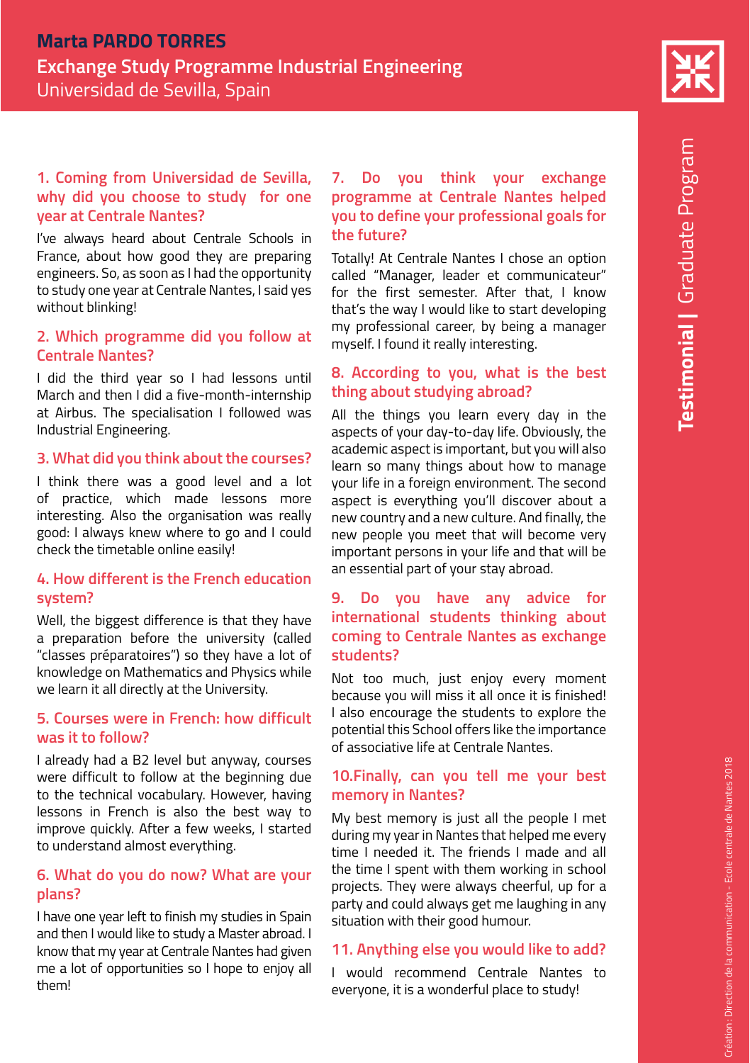# Marta PARDO TORRES

## Exchange Study Programme Industrial Engineering

Universidad de Sevilla, Spain

**Testimonial |** Graduate Program

### 1. Coming from Universidad de Sevilla, why did you choose to study for one year at Centrale Nantes?

I've always heard about Centrale Schools in France, about how good they are preparing engineers. So, as soon as I had the opportunity to study one year at Centrale Nantes, I said yes without blinking!

### 2. Which programme did you follow at Centrale Nantes?

I did the third year so I had lessons until March and then I did a five-month-internship at Airbus. The specialisation I followed was Industrial Engineering.

### 3. What did you think about the courses?

I think there was a good level and a lot of practice, which made lessons more interesting. Also the organisation was really good: I always knew where to go and I could check the timetable online easily!

### 4. How different is the French education system?

Well, the biggest difference is that they have a preparation before the university (called "classes préparatoires") so they have a lot of knowledge on Mathematics and Physics while we learn it all directly at the University.

### 5. Courses were in French: how difficult was it to follow?

I already had a B2 level but anyway, courses were difficult to follow at the beginning due to the technical vocabulary. However, having lessons in French is also the best way to improve quickly. After a few weeks, I started to understand almost everything.

### 6. What do you do now? What are your plans?

I have one year left to finish my studies in Spain and then I would like to study a Master abroad. I know that my year at Centrale Nantes had given me a lot of opportunities so I hope to enjoy all them!

### 7. Do you think your exchange programme at Centrale Nantes helped you to define your professional goals for the future?

Totally! At Centrale Nantes I chose an option called "Manager, leader et communicateur" for the first semester. After that, I know that's the way I would like to start developing my professional career, by being a manager myself. I found it really interesting.

### 8. According to you, what is the best thing about studying abroad?

All the things you learn every day in the aspects of your day-to-day life. Obviously, the academic aspect is important, but you will also learn so many things about how to manage your life in a foreign environment. The second aspect is everything you'll discover about a new country and a new culture. And finally, the new people you meet that will become very important persons in your life and that will be an essential part of your stay abroad.

### 9. Do you have any advice for international students thinking about coming to Centrale Nantes as exchange students?

Not too much, just enjoy every moment because you will miss it all once it is finished! I also encourage the students to explore the potential this School offers like the importance of associative life at Centrale Nantes.

### 10.Finally, can you tell me your best memory in Nantes?

My best memory is just all the people I met during my year in Nantes that helped me every time I needed it. The friends I made and all the time I spent with them working in school projects. They were always cheerful, up for a party and could always get me laughing in any situation with their good humour.

### 11. Anything else you would like to add?

I would recommend Centrale Nantes to everyone, it is a wonderful place to study!

Création : Direction de la communication - École centrale de Nantes 2018